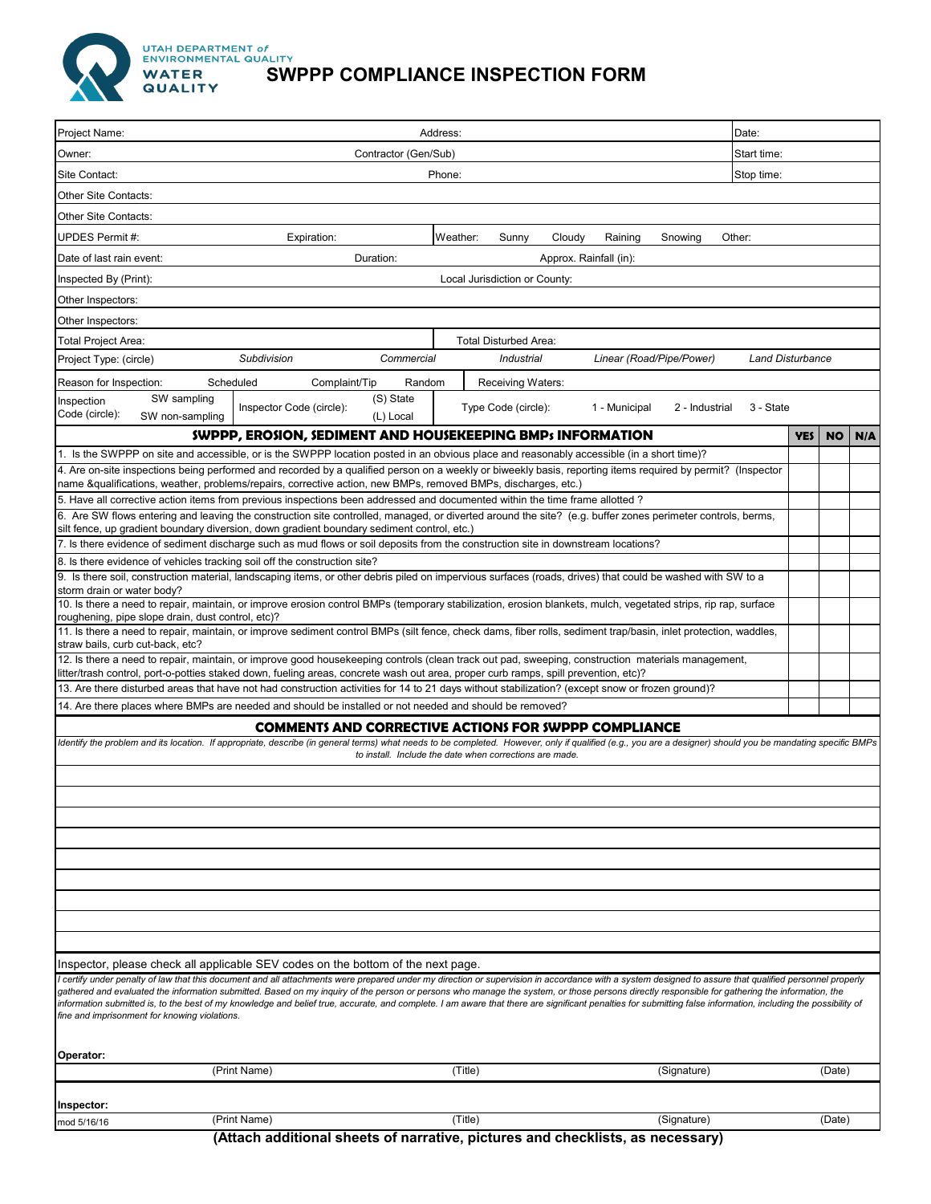UTAH DEPARTMENT of ENVIRONMENTAL QUALITY
WATER QUALITY

# SWPPP COMPLIANCE INSPECTION FORM

| | | |
|---|---|---|
| Project Name: | Address: | Date: |
| Owner: | Contractor (Gen/Sub) | Start time: |
| Site Contact: | Phone: | Stop time: |

Other Site Contacts:

Other Site Contacts:

UPDES Permit #: Expiration: | Weather: Sunny Cloudy Raining Snowing Other:

Date of last rain event: Duration: Approx. Rainfall (in):

Inspected By (Print): Local Jurisdiction or County:

Other Inspectors:

Other Inspectors:

Total Project Area: | Total Disturbed Area:

Project Type: (circle) *Subdivision* *Commercial* *Industrial* *Linear (Road/Pipe/Power)* *Land Disturbance*

Reason for Inspection: Scheduled Complaint/Tip Random | Receiving Waters:

Inspection Code (circle): SW sampling / SW non-sampling | Inspector Code (circle): (S) State / (L) Local | Type Code (circle): 1 - Municipal 2 - Industrial 3 - State

| SWPPP, EROSION, SEDIMENT AND HOUSEKEEPING BMPs INFORMATION | YES | NO | N/A |
|---|---|---|---|
| 1. Is the SWPPP on site and accessible, or is the SWPPP location posted in an obvious place and reasonably accessible (in a short time)? | | | |
| 4. Are on-site inspections being performed and recorded by a qualified person on a weekly or biweekly basis, reporting items required by permit? (Inspector name &qualifications, weather, problems/repairs, corrective action, new BMPs, removed BMPs, discharges, etc.) | | | |
| 5. Have all corrective action items from previous inspections been addressed and documented within the time frame allotted ? | | | |
| 6. Are SW flows entering and leaving the construction site controlled, managed, or diverted around the site? (e.g. buffer zones perimeter controls, berms, silt fence, up gradient boundary diversion, down gradient boundary sediment control, etc.) | | | |
| 7. Is there evidence of sediment discharge such as mud flows or soil deposits from the construction site in downstream locations? | | | |
| 8. Is there evidence of vehicles tracking soil off the construction site? | | | |
| 9. Is there soil, construction material, landscaping items, or other debris piled on impervious surfaces (roads, drives) that could be washed with SW to a storm drain or water body? | | | |
| 10. Is there a need to repair, maintain, or improve erosion control BMPs (temporary stabilization, erosion blankets, mulch, vegetated strips, rip rap, surface roughening, pipe slope drain, dust control, etc)? | | | |
| 11. Is there a need to repair, maintain, or improve sediment control BMPs (silt fence, check dams, fiber rolls, sediment trap/basin, inlet protection, waddles, straw bails, curb cut-back, etc? | | | |
| 12. Is there a need to repair, maintain, or improve good housekeeping controls (clean track out pad, sweeping, construction materials management, litter/trash control, port-o-potties staked down, fueling areas, concrete wash out area, proper curb ramps, spill prevention, etc)? | | | |
| 13. Are there disturbed areas that have not had construction activities for 14 to 21 days without stabilization? (except snow or frozen ground)? | | | |
| 14. Are there places where BMPs are needed and should be installed or not needed and should be removed? | | | |

## COMMENTS AND CORRECTIVE ACTIONS FOR SWPPP COMPLIANCE

*Identify the problem and its location. If appropriate, describe (in general terms) what needs to be completed. However, only if qualified (e.g., you are a designer) should you be mandating specific BMPs to install. Include the date when corrections are made.*

Inspector, please check all applicable SEV codes on the bottom of the next page.

*I certify under penalty of law that this document and all attachments were prepared under my direction or supervision in accordance with a system designed to assure that qualified personnel properly gathered and evaluated the information submitted. Based on my inquiry of the person or persons who manage the system, or those persons directly responsible for gathering the information, the information submitted is, to the best of my knowledge and belief true, accurate, and complete. I am aware that there are significant penalties for submitting false information, including the possibility of fine and imprisonment for knowing violations.*

**Operator:**

(Print Name) (Title) (Signature) (Date)

**Inspector:**

(Print Name) (Title) (Signature) (Date)

mod 5/16/16

**(Attach additional sheets of narrative, pictures and checklists, as necessary)**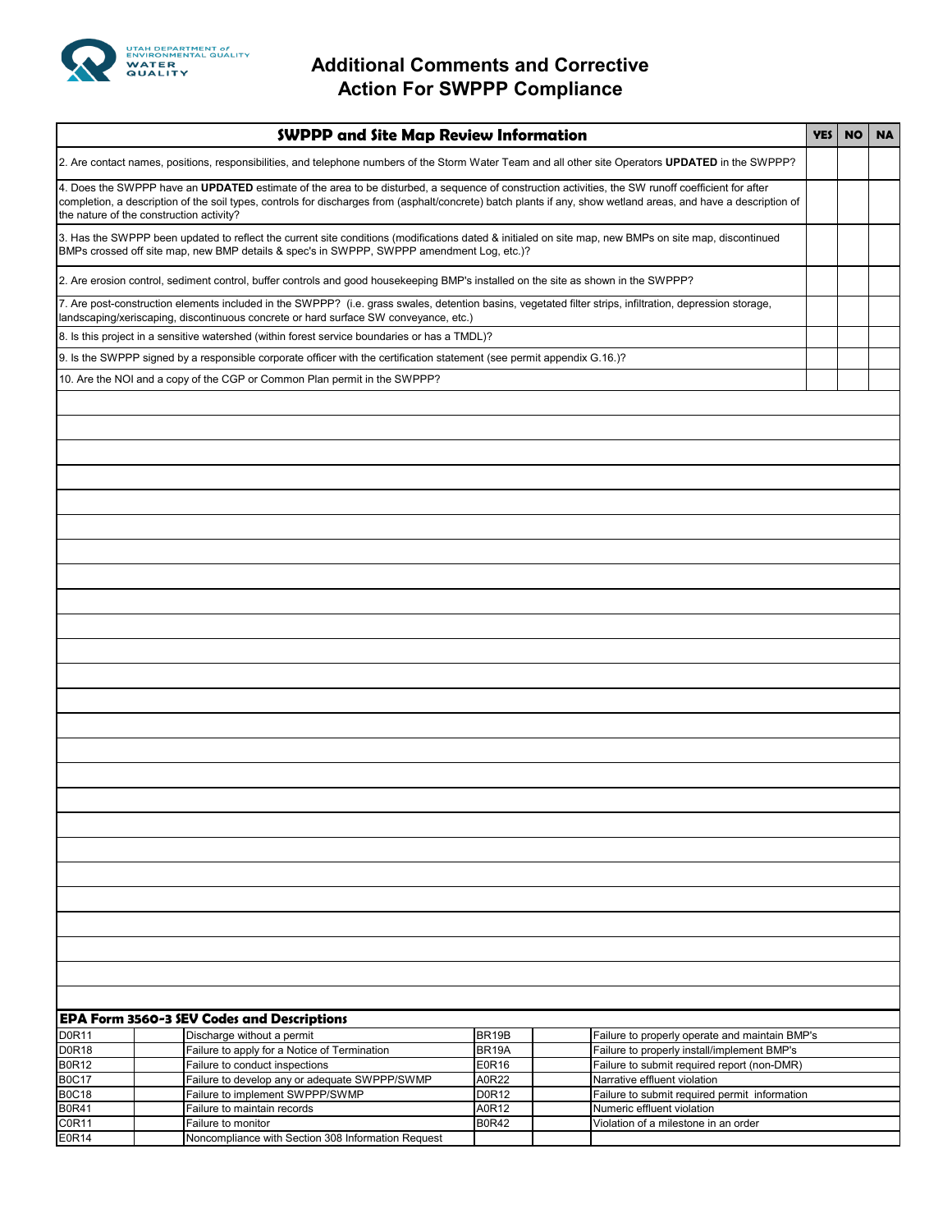# Additional Comments and Corrective Action For SWPPP Compliance

| SWPPP and Site Map Review Information | YES | NO | NA |
|---|---|---|---|
| 2. Are contact names, positions, responsibilities, and telephone numbers of the Storm Water Team and all other site Operators **UPDATED** in the SWPPP? | | | |
| 4. Does the SWPPP have an **UPDATED** estimate of the area to be disturbed, a sequence of construction activities, the SW runoff coefficient for after completion, a description of the soil types, controls for discharges from (asphalt/concrete) batch plants if any, show wetland areas, and have a description of the nature of the construction activity? | | | |
| 3. Has the SWPPP been updated to reflect the current site conditions (modifications dated & initialed on site map, new BMPs on site map, discontinued BMPs crossed off site map, new BMP details & spec's in SWPPP, SWPPP amendment Log, etc.)? | | | |
| 2. Are erosion control, sediment control, buffer controls and good housekeeping BMP's installed on the site as shown in the SWPPP? | | | |
| 7. Are post-construction elements included in the SWPPP? (i.e. grass swales, detention basins, vegetated filter strips, infiltration, depression storage, landscaping/xeriscaping, discontinuous concrete or hard surface SW conveyance, etc.) | | | |
| 8. Is this project in a sensitive watershed (within forest service boundaries or has a TMDL)? | | | |
| 9. Is the SWPPP signed by a responsible corporate officer with the certification statement (see permit appendix G.16.)? | | | |
| 10. Are the NOI and a copy of the CGP or Common Plan permit in the SWPPP? | | | |

## EPA Form 3560-3 SEV Codes and Descriptions

| | | | | | |
|---|---|---|---|---|---|
| D0R11 | | Discharge without a permit | BR19B | | Failure to properly operate and maintain BMP's |
| D0R18 | | Failure to apply for a Notice of Termination | BR19A | | Failure to properly install/implement BMP's |
| B0R12 | | Failure to conduct inspections | E0R16 | | Failure to submit required report (non-DMR) |
| B0C17 | | Failure to develop any or adequate SWPPP/SWMP | A0R22 | | Narrative effluent violation |
| B0C18 | | Failure to implement SWPPP/SWMP | D0R12 | | Failure to submit required permit information |
| B0R41 | | Failure to maintain records | A0R12 | | Numeric effluent violation |
| C0R11 | | Failure to monitor | B0R42 | | Violation of a milestone in an order |
| E0R14 | | Noncompliance with Section 308 Information Request | | | |